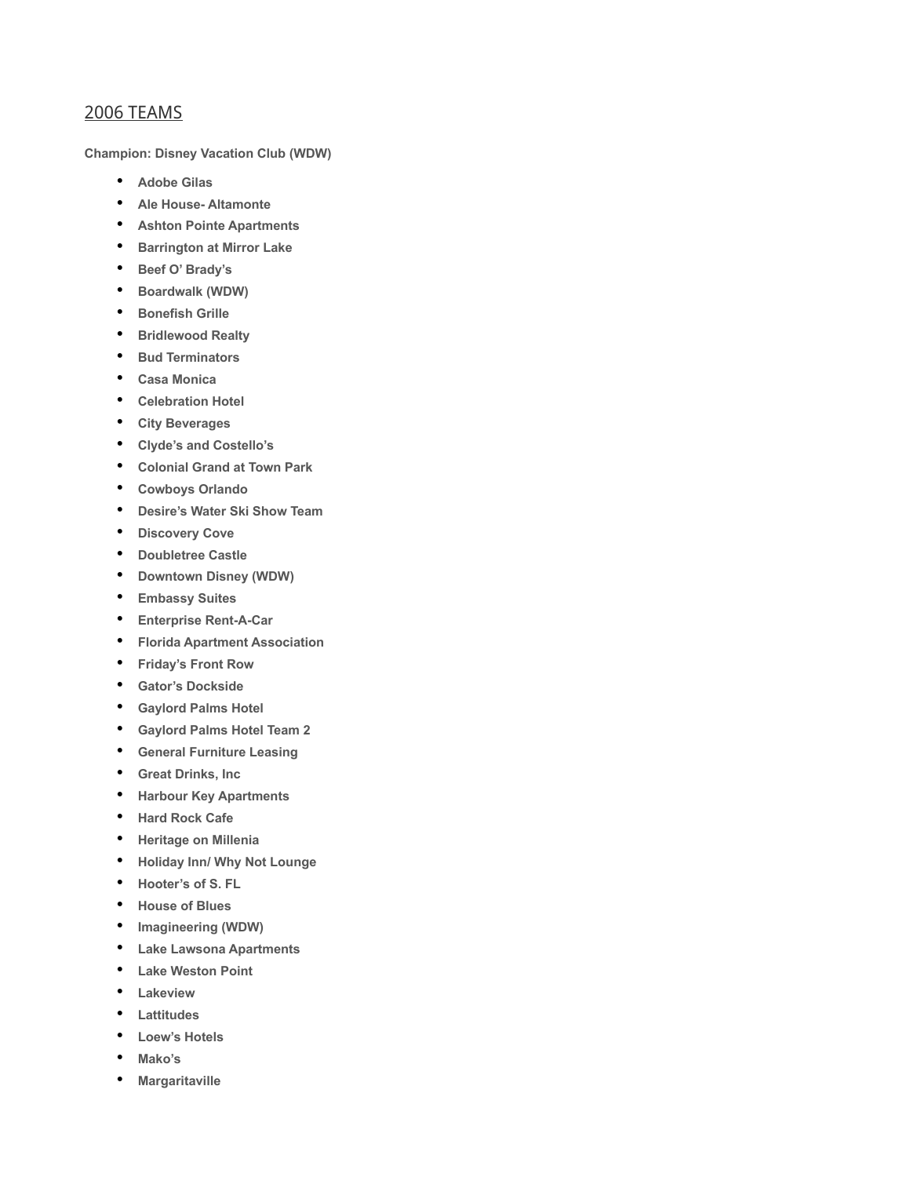## 2006 TEAMS

**Champion: Disney Vacation Club (WDW)**

- **Adobe Gilas**
- **Ale House- Altamonte**
- **Ashton Pointe Apartments**
- **Barrington at Mirror Lake**
- **Beef O' Brady's**
- **Boardwalk (WDW)**
- **Bonefish Grille**
- **Bridlewood Realty**
- **Bud Terminators**
- **Casa Monica**
- **Celebration Hotel**
- **City Beverages**
- **Clyde's and Costello's**
- **Colonial Grand at Town Park**
- **Cowboys Orlando**
- **Desire's Water Ski Show Team**
- **Discovery Cove**
- **Doubletree Castle**
- **Downtown Disney (WDW)**
- **Embassy Suites**
- **Enterprise Rent-A-Car**
- **Florida Apartment Association**
- **Friday's Front Row**
- **Gator's Dockside**
- **Gaylord Palms Hotel**
- **Gaylord Palms Hotel Team 2**
- **General Furniture Leasing**
- **Great Drinks, Inc**
- **Harbour Key Apartments**
- **Hard Rock Cafe**
- **Heritage on Millenia**
- **Holiday Inn/ Why Not Lounge**
- **Hooter's of S. FL**
- **House of Blues**
- **Imagineering (WDW)**
- **Lake Lawsona Apartments**
- **Lake Weston Point**
- **Lakeview**
- **Lattitudes**
- **Loew's Hotels**
- **Mako's**
- **Margaritaville**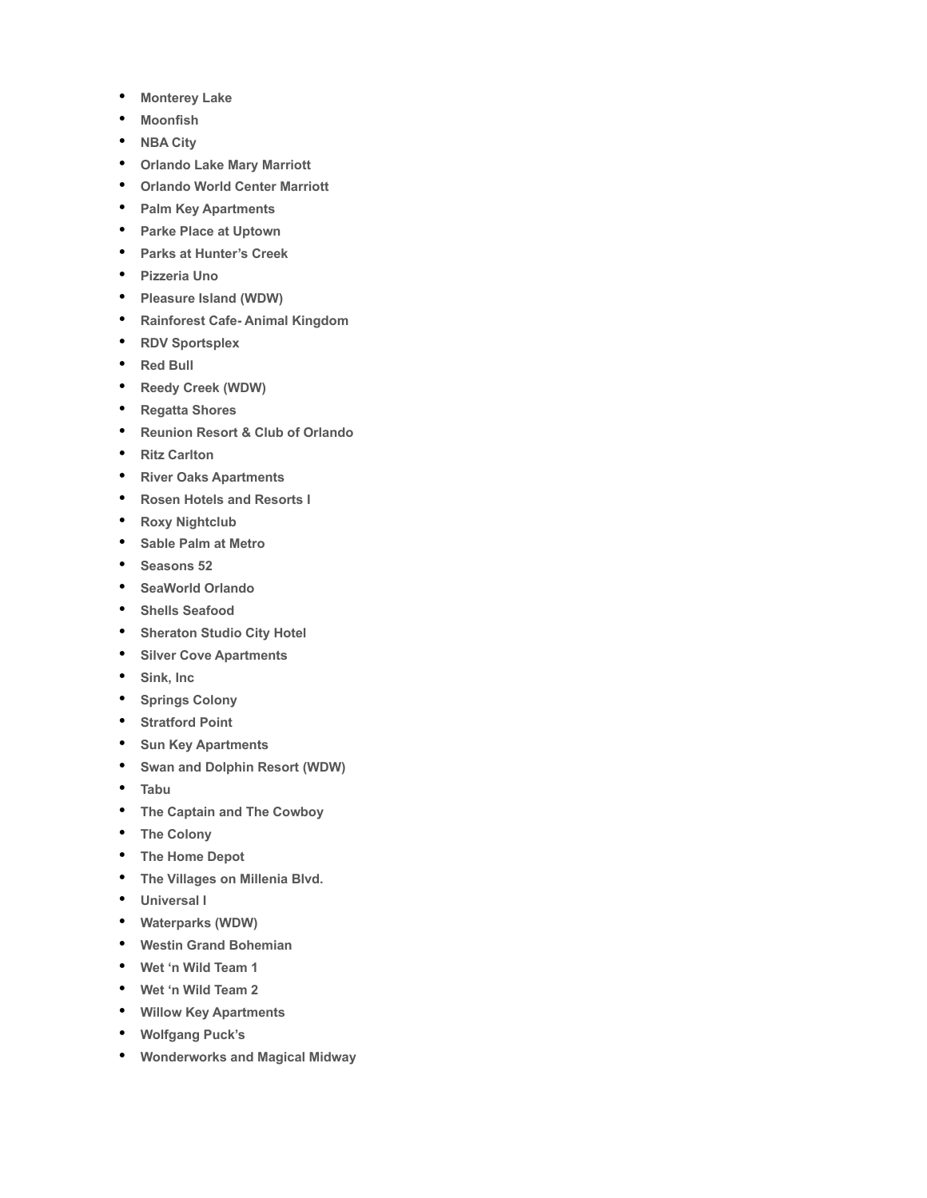- **Monterey Lake**
- **Moonfish**
- **NBA City**
- **Orlando Lake Mary Marriott**
- **Orlando World Center Marriott**
- **Palm Key Apartments**
- **Parke Place at Uptown**
- **Parks at Hunter's Creek**
- **Pizzeria Uno**
- **Pleasure Island (WDW)**
- **Rainforest Cafe- Animal Kingdom**
- **RDV Sportsplex**
- **Red Bull**
- **Reedy Creek (WDW)**
- **Regatta Shores**
- **Reunion Resort & Club of Orlando**
- **Ritz Carlton**
- **River Oaks Apartments**
- **Rosen Hotels and Resorts I**
- **Roxy Nightclub**
- **Sable Palm at Metro**
- **Seasons 52**
- **SeaWorld Orlando**
- **Shells Seafood**
- **Sheraton Studio City Hotel**
- **Silver Cove Apartments**
- **Sink, Inc**
- **Springs Colony**
- **Stratford Point**
- **Sun Key Apartments**
- **Swan and Dolphin Resort (WDW)**
- **Tabu**
- **The Captain and The Cowboy**
- **The Colony**
- **The Home Depot**
- **The Villages on Millenia Blvd.**
- **Universal I**
- **Waterparks (WDW)**
- **Westin Grand Bohemian**
- **Wet 'n Wild Team 1**
- **Wet 'n Wild Team 2**
- **Willow Key Apartments**
- **Wolfgang Puck's**
- **Wonderworks and Magical Midway**